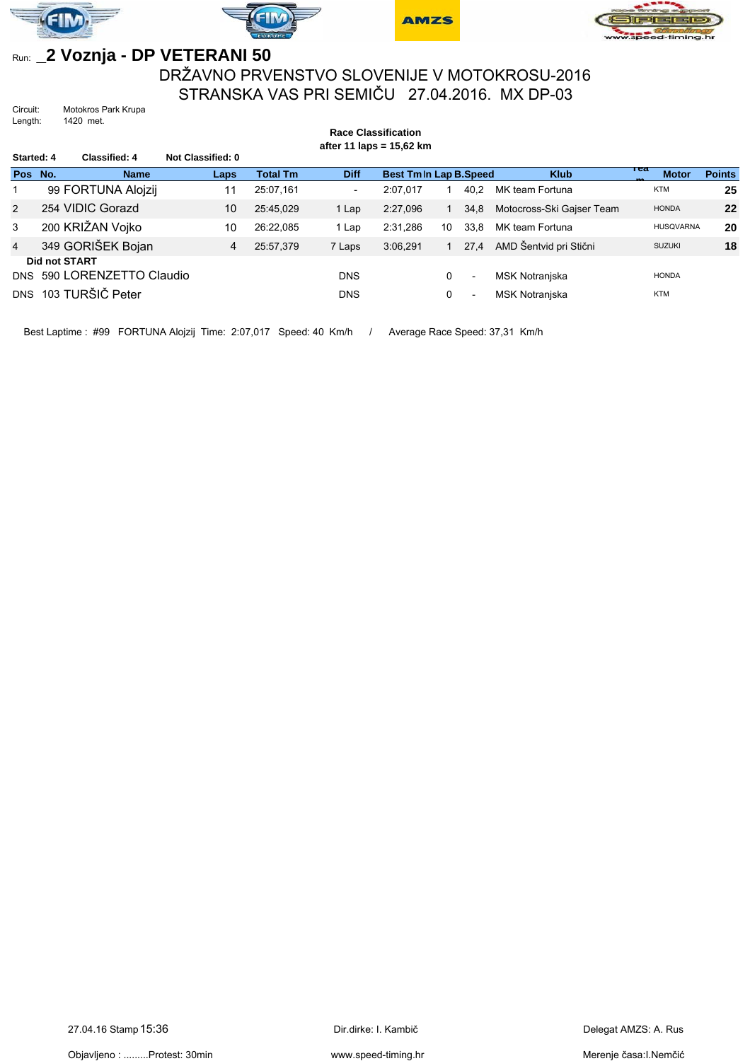Run: _2 Voznja - DP VETERANI 50

# DRŽAVNO PRVENSTVO SLOVENIJE V MOTOKROSU-2016

## STRANSKA VAS PRI SEMIČU 27.04.2016. MX DP-03

Circuit: Motokros Park Krupa
Length: 1420 met.

**Race Classification**
**after 11 laps = 15,62 km**

**Started: 4** **Classified: 4** **Not Classified: 0**

| Pos | No. | Name | Laps | Total Tm | Diff | Best Tm | In Lap | B.Speed | Klub | Team | Motor | Points |
|---|---|---|---|---|---|---|---|---|---|---|---|---|
| 1 | 99 | FORTUNA Alojzij | 11 | 25:07,161 | - | 2:07,017 | 1 | 40,2 | MK team Fortuna | | KTM | 25 |
| 2 | 254 | VIDIC Gorazd | 10 | 25:45,029 | 1 Lap | 2:27,096 | 1 | 34,8 | Motocross-Ski Gajser Team | | HONDA | 22 |
| 3 | 200 | KRIŽAN Vojko | 10 | 26:22,085 | 1 Lap | 2:31,286 | 10 | 33,8 | MK team Fortuna | | HUSQVARNA | 20 |
| 4 | 349 | GORIŠEK Bojan | 4 | 25:57,379 | 7 Laps | 3:06,291 | 1 | 27,4 | AMD Šentvid pri Stični | | SUZUKI | 18 |
| **Did not START** | | | | | | | | | | | | |
| DNS | 590 | LORENZETTO Claudio | | | DNS | | 0 | - | MSK Notranjska | | HONDA | |
| DNS | 103 | TURŠIČ Peter | | | DNS | | 0 | - | MSK Notranjska | | KTM | |

Best Laptime : #99 FORTUNA Alojzij Time: 2:07,017 Speed: 40 Km/h / Average Race Speed: 37,31 Km/h

27.04.16 Stamp 15:36 Dir.dirke: I. Kambič Delegat AMZS: A. Rus

Objavljeno : .........Protest: 30min www.speed-timing.hr Merenje časa:I.Nemčić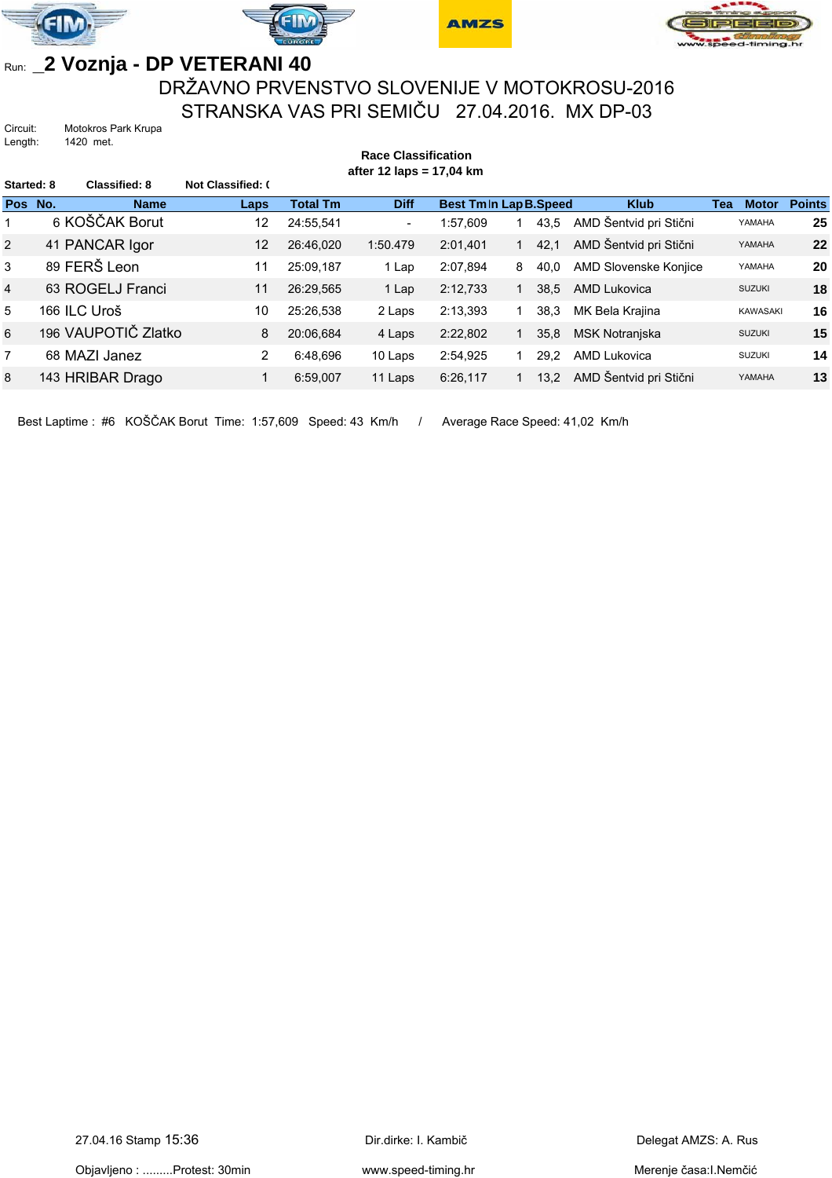Run: _2 Voznja - DP VETERANI 40

# DRŽAVNO PRVENSTVO SLOVENIJE V MOTOKROSU-2016

# STRANSKA VAS PRI SEMIČU 27.04.2016. MX DP-03

Circuit: Motokros Park Krupa
Length: 1420 met.

**Race Classification**
**after 12 laps = 17,04 km**

**Started: 8** **Classified: 8** **Not Classified: (**

| Pos | No. | Name | Laps | Total Tm | Diff | Best Tm | In Lap | B.Speed | Klub | Tea | Motor | Points |
|---|---|---|---|---|---|---|---|---|---|---|---|---|
| 1 | 6 | KOŠČAK Borut | 12 | 24:55,541 | - | 1:57,609 | 1 | 43,5 | AMD Šentvid pri Stični | | YAMAHA | **25** |
| 2 | 41 | PANCAR Igor | 12 | 26:46,020 | 1:50.479 | 2:01,401 | 1 | 42,1 | AMD Šentvid pri Stični | | YAMAHA | **22** |
| 3 | 89 | FERŠ Leon | 11 | 25:09,187 | 1 Lap | 2:07,894 | 8 | 40,0 | AMD Slovenske Konjice | | YAMAHA | **20** |
| 4 | 63 | ROGELJ Franci | 11 | 26:29,565 | 1 Lap | 2:12,733 | 1 | 38,5 | AMD Lukovica | | SUZUKI | **18** |
| 5 | 166 | ILC Uroš | 10 | 25:26,538 | 2 Laps | 2:13,393 | 1 | 38,3 | MK Bela Krajina | | KAWASAKI | **16** |
| 6 | 196 | VAUPOTIČ Zlatko | 8 | 20:06,684 | 4 Laps | 2:22,802 | 1 | 35,8 | MSK Notranjska | | SUZUKI | **15** |
| 7 | 68 | MAZI Janez | 2 | 6:48,696 | 10 Laps | 2:54,925 | 1 | 29,2 | AMD Lukovica | | SUZUKI | **14** |
| 8 | 143 | HRIBAR Drago | 1 | 6:59,007 | 11 Laps | 6:26,117 | 1 | 13,2 | AMD Šentvid pri Stični | | YAMAHA | **13** |

Best Laptime : #6 KOŠČAK Borut Time: 1:57,609 Speed: 43 Km/h / Average Race Speed: 41,02 Km/h

27.04.16 Stamp 15:36 — Dir.dirke: I. Kambič — Delegat AMZS: A. Rus

Objavljeno : .........Protest: 30min — www.speed-timing.hr — Merenje časa:I.Nemčić